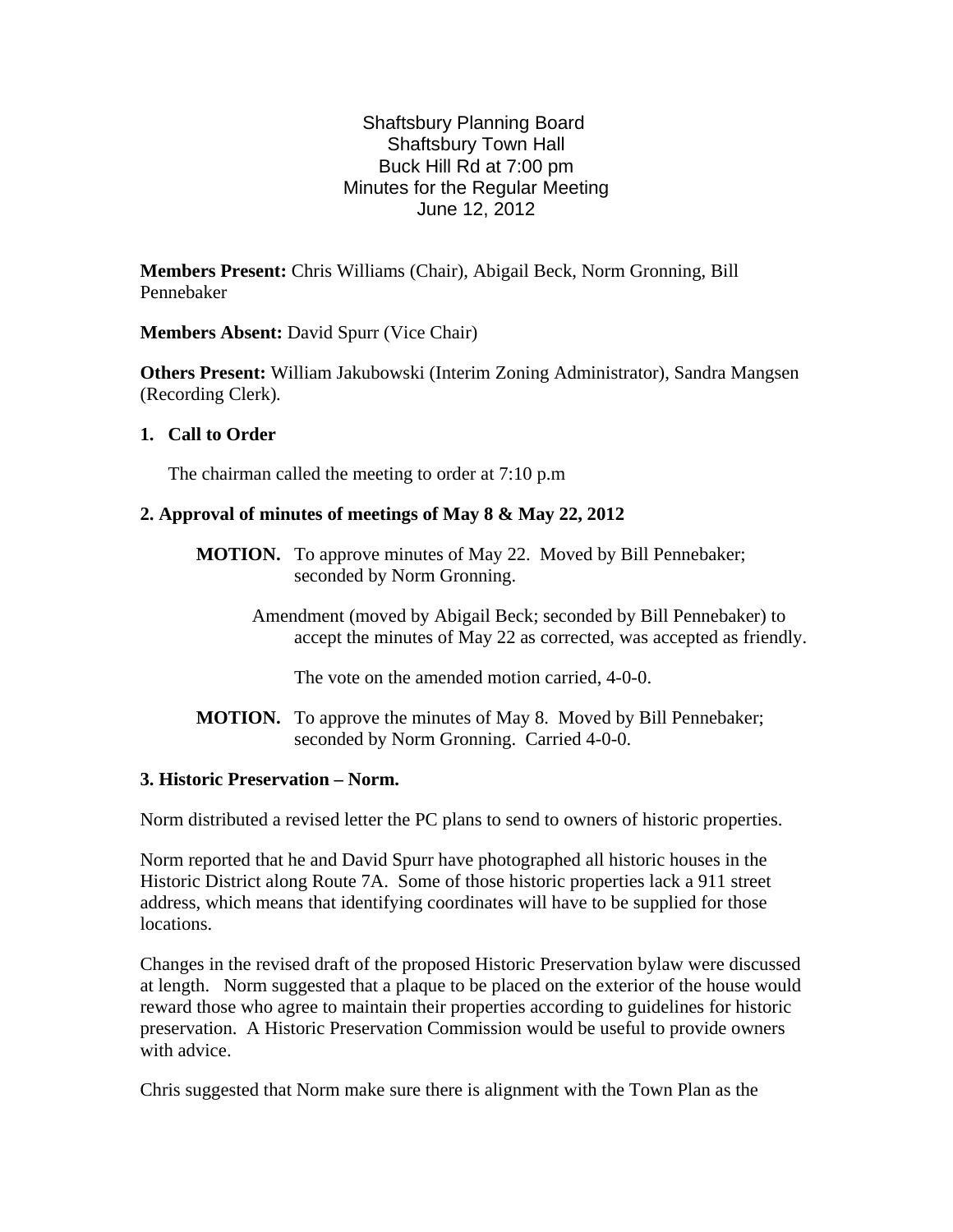Shaftsbury Planning Board
Shaftsbury Town Hall
Buck Hill Rd at 7:00 pm
Minutes for the Regular Meeting
June 12, 2012

**Members Present:** Chris Williams (Chair), Abigail Beck, Norm Gronning, Bill Pennebaker

**Members Absent:** David Spurr (Vice Chair)

**Others Present:** William Jakubowski (Interim Zoning Administrator), Sandra Mangsen (Recording Clerk).

### 1. Call to Order

The chairman called the meeting to order at 7:10 p.m

### 2. Approval of minutes of meetings of May 8 & May 22, 2012

**MOTION.** To approve minutes of May 22. Moved by Bill Pennebaker; seconded by Norm Gronning.

Amendment (moved by Abigail Beck; seconded by Bill Pennebaker) to accept the minutes of May 22 as corrected, was accepted as friendly.

The vote on the amended motion carried, 4-0-0.

**MOTION.** To approve the minutes of May 8. Moved by Bill Pennebaker; seconded by Norm Gronning. Carried 4-0-0.

### 3. Historic Preservation – Norm.

Norm distributed a revised letter the PC plans to send to owners of historic properties.

Norm reported that he and David Spurr have photographed all historic houses in the Historic District along Route 7A. Some of those historic properties lack a 911 street address, which means that identifying coordinates will have to be supplied for those locations.

Changes in the revised draft of the proposed Historic Preservation bylaw were discussed at length. Norm suggested that a plaque to be placed on the exterior of the house would reward those who agree to maintain their properties according to guidelines for historic preservation. A Historic Preservation Commission would be useful to provide owners with advice.

Chris suggested that Norm make sure there is alignment with the Town Plan as the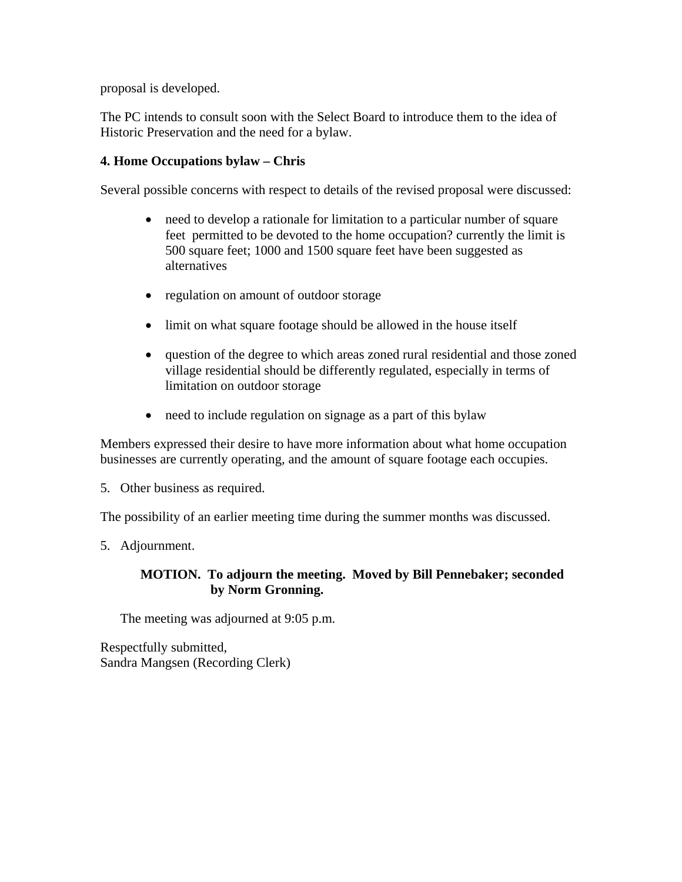proposal is developed.

The PC intends to consult soon with the Select Board to introduce them to the idea of Historic Preservation and the need for a bylaw.

**4. Home Occupations bylaw – Chris**

Several possible concerns with respect to details of the revised proposal were discussed:

- need to develop a rationale for limitation to a particular number of square feet permitted to be devoted to the home occupation? currently the limit is 500 square feet; 1000 and 1500 square feet have been suggested as alternatives
- regulation on amount of outdoor storage
- limit on what square footage should be allowed in the house itself
- question of the degree to which areas zoned rural residential and those zoned village residential should be differently regulated, especially in terms of limitation on outdoor storage
- need to include regulation on signage as a part of this bylaw

Members expressed their desire to have more information about what home occupation businesses are currently operating, and the amount of square footage each occupies.

5. Other business as required.

The possibility of an earlier meeting time during the summer months was discussed.

5. Adjournment.

**MOTION. To adjourn the meeting. Moved by Bill Pennebaker; seconded by Norm Gronning.**

The meeting was adjourned at 9:05 p.m.

Respectfully submitted,
Sandra Mangsen (Recording Clerk)